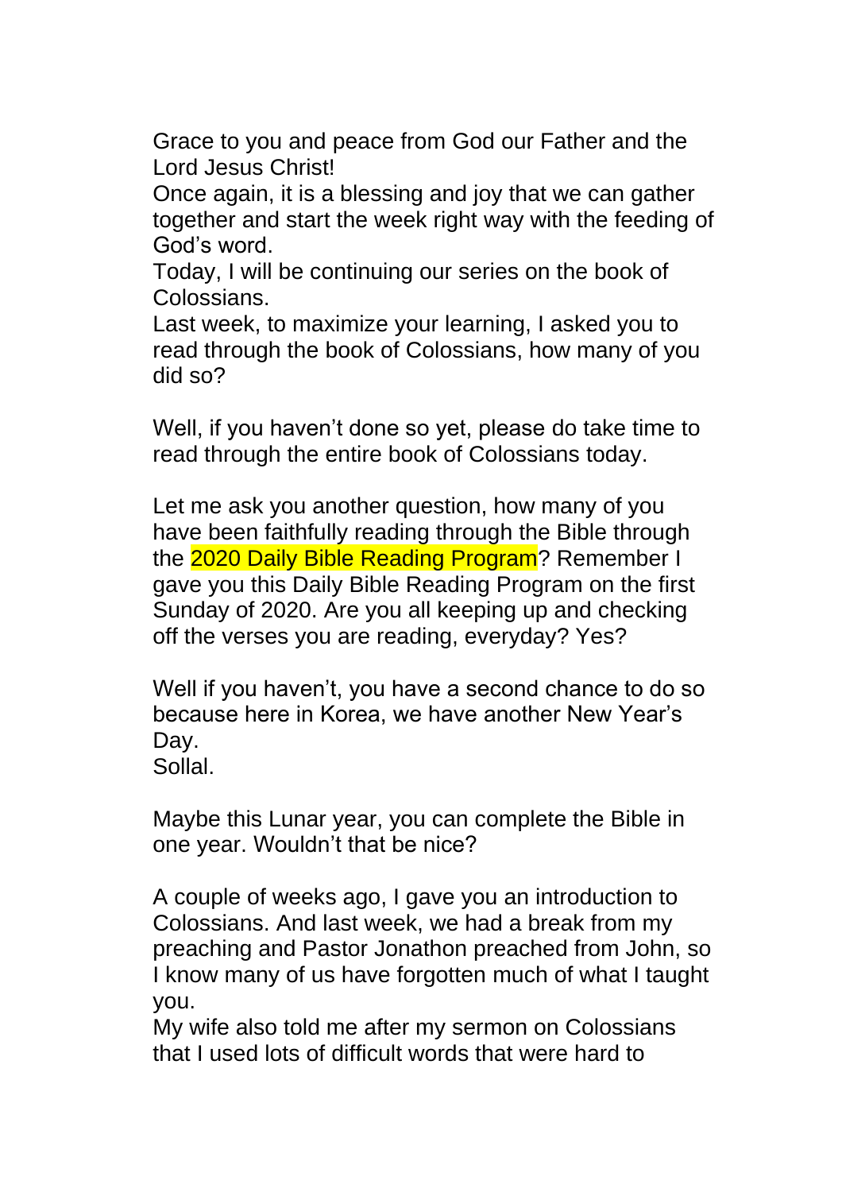Grace to you and peace from God our Father and the Lord Jesus Christ!
Once again, it is a blessing and joy that we can gather together and start the week right way with the feeding of God's word.
Today, I will be continuing our series on the book of Colossians.
Last week, to maximize your learning, I asked you to read through the book of Colossians, how many of you did so?

Well, if you haven't done so yet, please do take time to read through the entire book of Colossians today.

Let me ask you another question, how many of you have been faithfully reading through the Bible through the 2020 Daily Bible Reading Program? Remember I gave you this Daily Bible Reading Program on the first Sunday of 2020. Are you all keeping up and checking off the verses you are reading, everyday? Yes?

Well if you haven't, you have a second chance to do so because here in Korea, we have another New Year's Day.
Sollal.

Maybe this Lunar year, you can complete the Bible in one year. Wouldn't that be nice?

A couple of weeks ago, I gave you an introduction to Colossians. And last week, we had a break from my preaching and Pastor Jonathon preached from John, so I know many of us have forgotten much of what I taught you.
My wife also told me after my sermon on Colossians that I used lots of difficult words that were hard to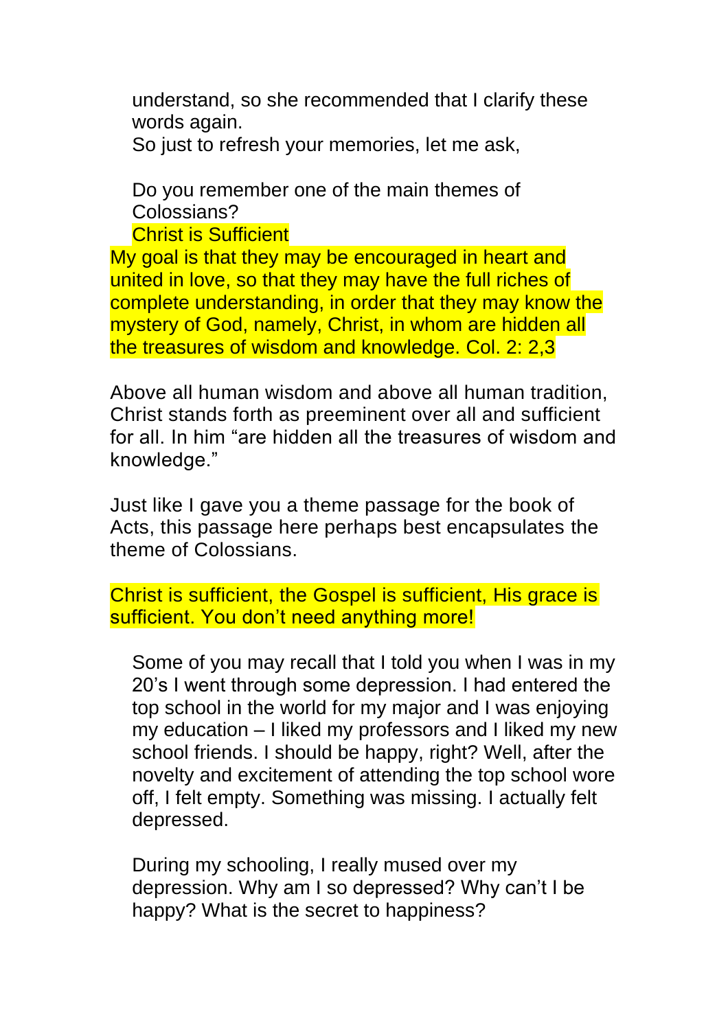understand, so she recommended that I clarify these words again.
So just to refresh your memories, let me ask,

Do you remember one of the main themes of Colossians?
Christ is Sufficient

My goal is that they may be encouraged in heart and united in love, so that they may have the full riches of complete understanding, in order that they may know the mystery of God, namely, Christ, in whom are hidden all the treasures of wisdom and knowledge. Col. 2: 2,3

Above all human wisdom and above all human tradition, Christ stands forth as preeminent over all and sufficient for all. In him "are hidden all the treasures of wisdom and knowledge."

Just like I gave you a theme passage for the book of Acts, this passage here perhaps best encapsulates the theme of Colossians.

Christ is sufficient, the Gospel is sufficient, His grace is sufficient. You don't need anything more!

Some of you may recall that I told you when I was in my 20's I went through some depression. I had entered the top school in the world for my major and I was enjoying my education – I liked my professors and I liked my new school friends. I should be happy, right? Well, after the novelty and excitement of attending the top school wore off, I felt empty. Something was missing. I actually felt depressed.

During my schooling, I really mused over my depression. Why am I so depressed? Why can't I be happy? What is the secret to happiness?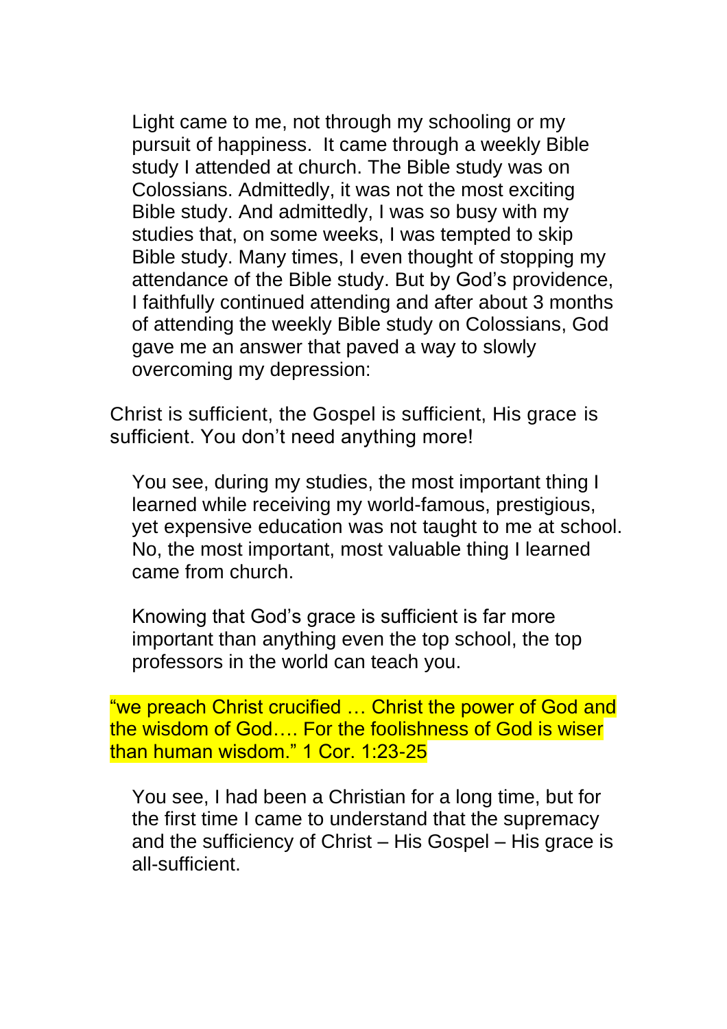Light came to me, not through my schooling or my pursuit of happiness. It came through a weekly Bible study I attended at church. The Bible study was on Colossians. Admittedly, it was not the most exciting Bible study. And admittedly, I was so busy with my studies that, on some weeks, I was tempted to skip Bible study. Many times, I even thought of stopping my attendance of the Bible study. But by God's providence, I faithfully continued attending and after about 3 months of attending the weekly Bible study on Colossians, God gave me an answer that paved a way to slowly overcoming my depression:

Christ is sufficient, the Gospel is sufficient, His grace is sufficient. You don't need anything more!

You see, during my studies, the most important thing I learned while receiving my world-famous, prestigious, yet expensive education was not taught to me at school. No, the most important, most valuable thing I learned came from church.

Knowing that God's grace is sufficient is far more important than anything even the top school, the top professors in the world can teach you.

"we preach Christ crucified … Christ the power of God and the wisdom of God…. For the foolishness of God is wiser than human wisdom." 1 Cor. 1:23-25

You see, I had been a Christian for a long time, but for the first time I came to understand that the supremacy and the sufficiency of Christ – His Gospel – His grace is all-sufficient.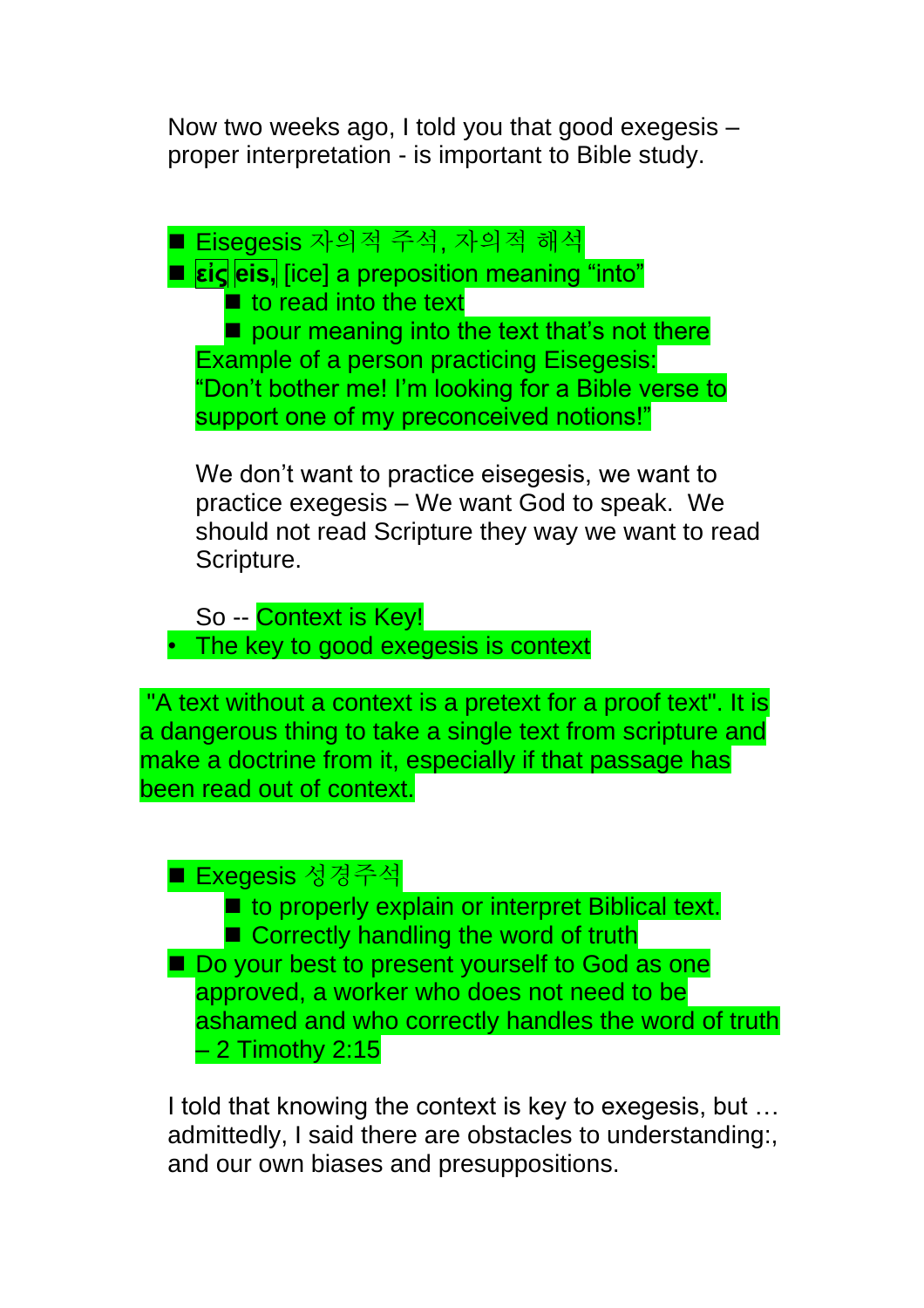Now two weeks ago, I told you that good exegesis – proper interpretation - is important to Bible study.

- Eisegesis 자의적 주석, 자의적 해석
- **εἰς** **eis,** [ice] a preposition meaning "into"
  - to read into the text
  - pour meaning into the text that's not there

  Example of a person practicing Eisegesis: "Don't bother me! I'm looking for a Bible verse to support one of my preconceived notions!"

  We don't want to practice eisegesis, we want to practice exegesis – We want God to speak. We should not read Scripture they way we want to read Scripture.

  So -- Context is Key!

- The key to good exegesis is context

"A text without a context is a pretext for a proof text". It is a dangerous thing to take a single text from scripture and make a doctrine from it, especially if that passage has been read out of context.

- Exegesis 성경주석
  - to properly explain or interpret Biblical text.
  - Correctly handling the word of truth
- Do your best to present yourself to God as one approved, a worker who does not need to be ashamed and who correctly handles the word of truth – 2 Timothy 2:15

I told that knowing the context is key to exegesis, but … admittedly, I said there are obstacles to understanding:, and our own biases and presuppositions.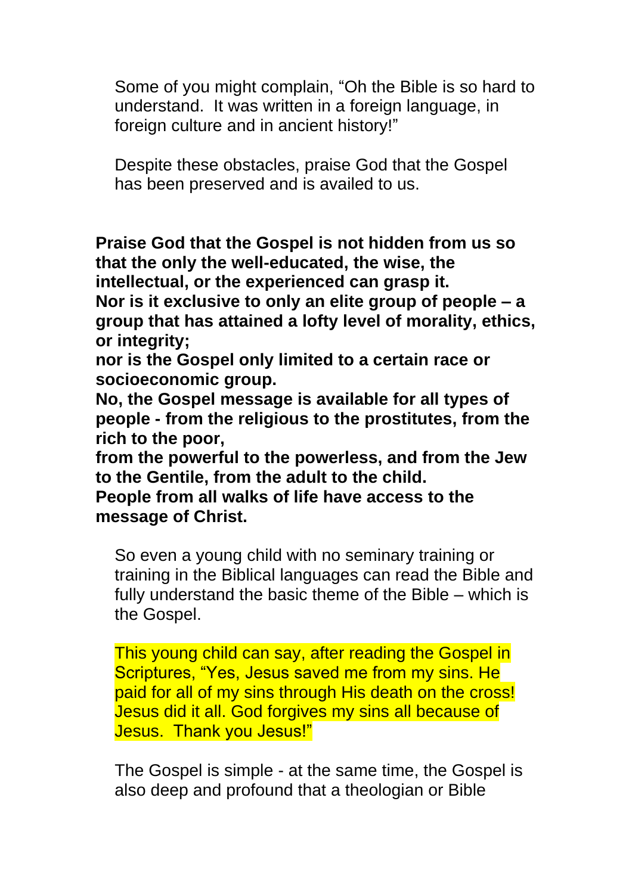Some of you might complain, "Oh the Bible is so hard to understand. It was written in a foreign language, in foreign culture and in ancient history!"

Despite these obstacles, praise God that the Gospel has been preserved and is availed to us.

**Praise God that the Gospel is not hidden from us so that the only the well-educated, the wise, the intellectual, or the experienced can grasp it.**
**Nor is it exclusive to only an elite group of people – a group that has attained a lofty level of morality, ethics, or integrity;**
**nor is the Gospel only limited to a certain race or socioeconomic group.**
**No, the Gospel message is available for all types of people - from the religious to the prostitutes, from the rich to the poor,**
**from the powerful to the powerless, and from the Jew to the Gentile, from the adult to the child.**
**People from all walks of life have access to the message of Christ.**

So even a young child with no seminary training or training in the Biblical languages can read the Bible and fully understand the basic theme of the Bible – which is the Gospel.

This young child can say, after reading the Gospel in Scriptures, "Yes, Jesus saved me from my sins. He paid for all of my sins through His death on the cross! Jesus did it all. God forgives my sins all because of Jesus. Thank you Jesus!"

The Gospel is simple - at the same time, the Gospel is also deep and profound that a theologian or Bible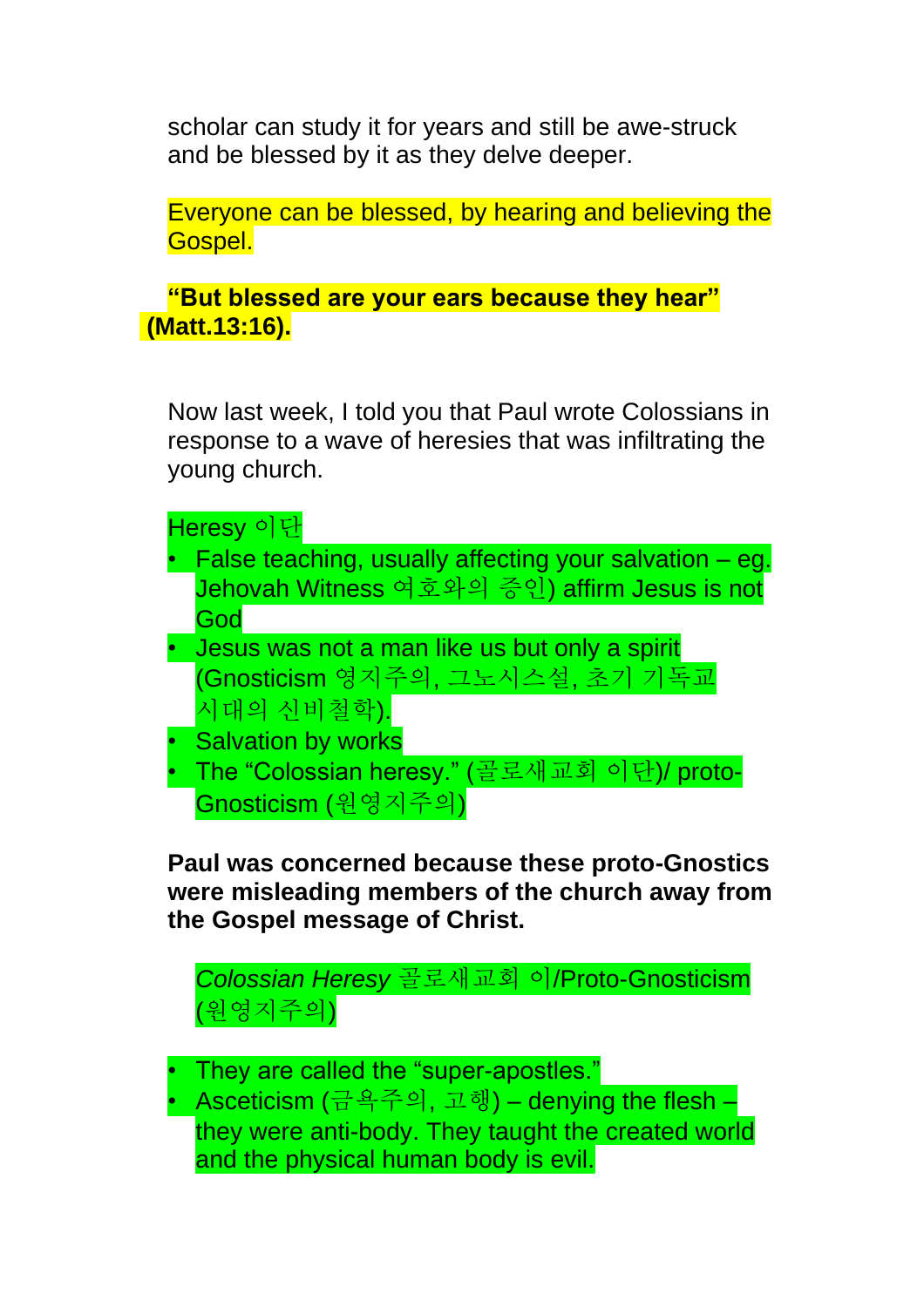scholar can study it for years and still be awe-struck and be blessed by it as they delve deeper.

Everyone can be blessed, by hearing and believing the Gospel.

**“But blessed are your ears because they hear” (Matt.13:16).**

Now last week, I told you that Paul wrote Colossians in response to a wave of heresies that was infiltrating the young church.

Heresy 이단

- False teaching, usually affecting your salvation – eg. Jehovah Witness 여호와의 증인) affirm Jesus is not God
- Jesus was not a man like us but only a spirit (Gnosticism 영지주의, 그노시스설, 초기 기독교 시대의 신비철학).
- Salvation by works
- The “Colossian heresy.” (골로새교회 이단)/ proto-Gnosticism (원영지주의)

**Paul was concerned because these proto-Gnostics were misleading members of the church away from the Gospel message of Christ.**

*Colossian Heresy* 골로새교회 이/Proto-Gnosticism (원영지주의)

- They are called the “super-apostles.”
- Asceticism (금욕주의, 고행) – denying the flesh – they were anti-body. They taught the created world and the physical human body is evil.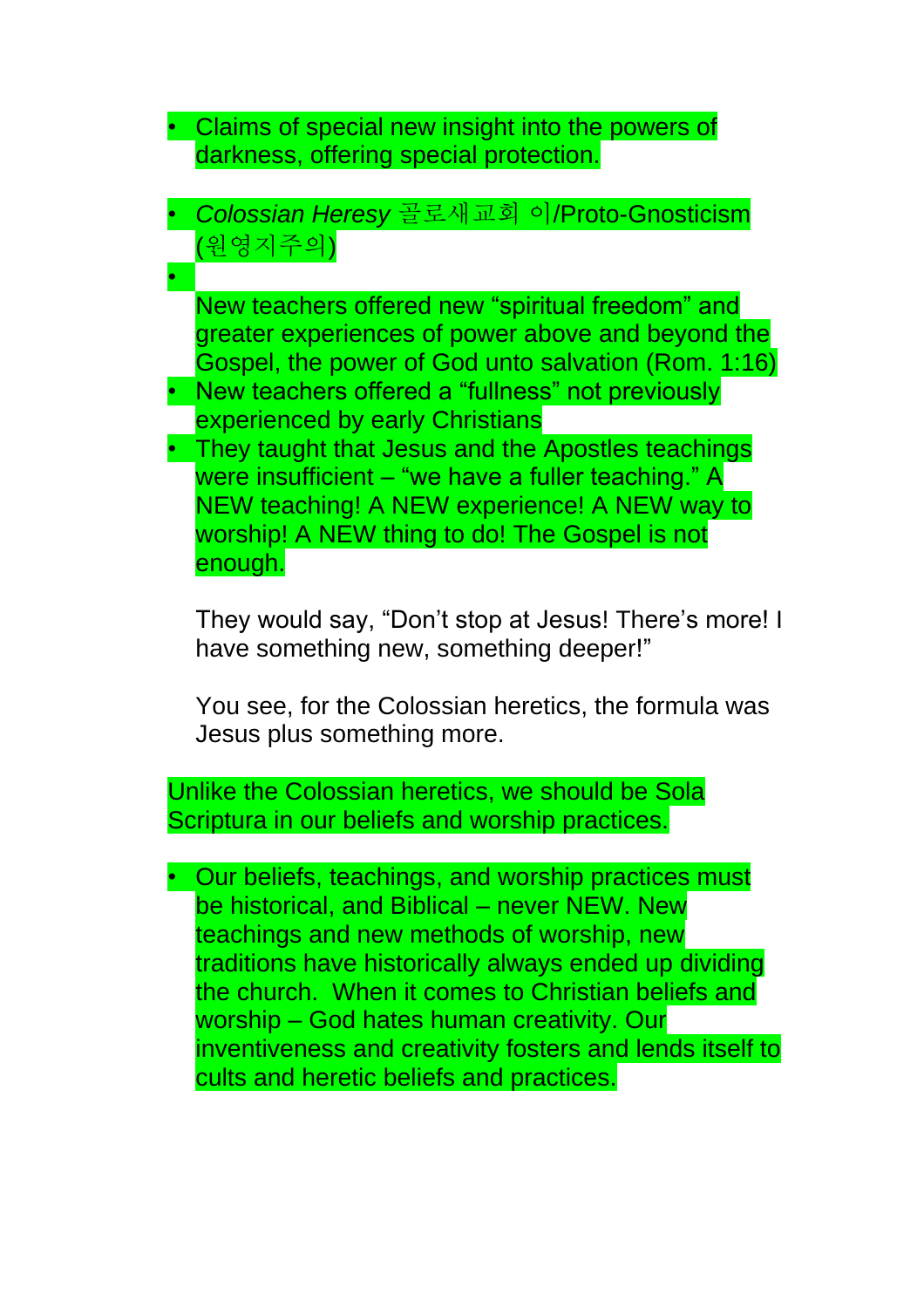- Claims of special new insight into the powers of darkness, offering special protection.

- *Colossian Heresy* 골로새교회 이/Proto-Gnosticism (원영지주의)
- 

  New teachers offered new “spiritual freedom” and greater experiences of power above and beyond the Gospel, the power of God unto salvation (Rom. 1:16)
- New teachers offered a “fullness” not previously experienced by early Christians
- They taught that Jesus and the Apostles teachings were insufficient – “we have a fuller teaching.” A NEW teaching! A NEW experience! A NEW way to worship! A NEW thing to do! The Gospel is not enough.

  They would say, “Don’t stop at Jesus! There’s more! I have something new, something deeper!”

  You see, for the Colossian heretics, the formula was Jesus plus something more.

Unlike the Colossian heretics, we should be Sola Scriptura in our beliefs and worship practices.

- Our beliefs, teachings, and worship practices must be historical, and Biblical – never NEW. New teachings and new methods of worship, new traditions have historically always ended up dividing the church. When it comes to Christian beliefs and worship – God hates human creativity. Our inventiveness and creativity fosters and lends itself to cults and heretic beliefs and practices.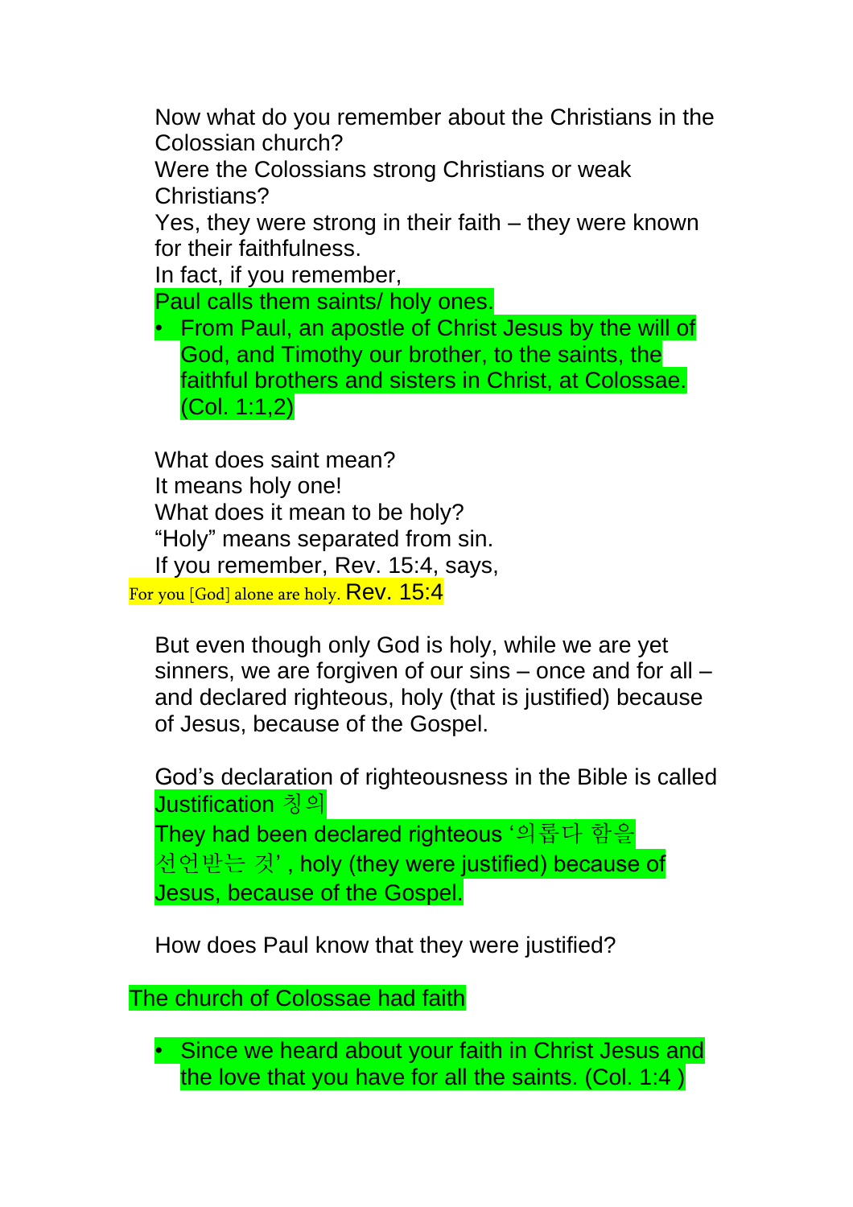Now what do you remember about the Christians in the Colossian church?

Were the Colossians strong Christians or weak Christians?

Yes, they were strong in their faith – they were known for their faithfulness.

In fact, if you remember,

Paul calls them saints/ holy ones.

- From Paul, an apostle of Christ Jesus by the will of God, and Timothy our brother, to the saints, the faithful brothers and sisters in Christ, at Colossae. (Col. 1:1,2)

What does saint mean?

It means holy one!

What does it mean to be holy?

“Holy” means separated from sin.

If you remember, Rev. 15:4, says,

For you [God] alone are holy. Rev. 15:4

But even though only God is holy, while we are yet sinners, we are forgiven of our sins – once and for all – and declared righteous, holy (that is justified) because of Jesus, because of the Gospel.

God’s declaration of righteousness in the Bible is called Justification 칭의

They had been declared righteous ‘의롭다 함을 선언받는 것’ , holy (they were justified) because of Jesus, because of the Gospel.

How does Paul know that they were justified?

The church of Colossae had faith

- Since we heard about your faith in Christ Jesus and the love that you have for all the saints. (Col. 1:4 )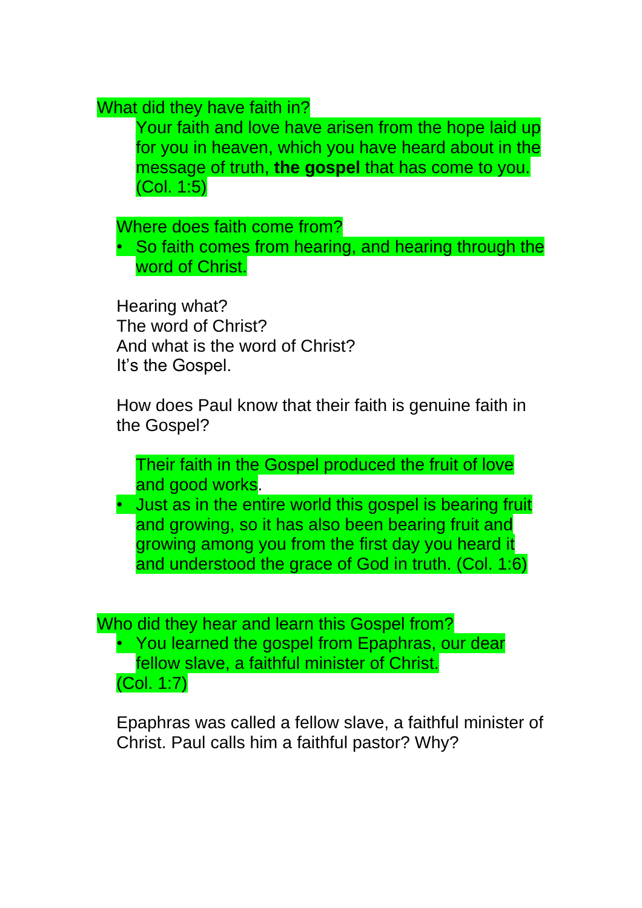What did they have faith in?

Your faith and love have arisen from the hope laid up for you in heaven, which you have heard about in the message of truth, **the gospel** that has come to you. (Col. 1:5)

Where does faith come from?

- So faith comes from hearing, and hearing through the word of Christ.

Hearing what?
The word of Christ?
And what is the word of Christ?
It's the Gospel.

How does Paul know that their faith is genuine faith in the Gospel?

Their faith in the Gospel produced the fruit of love and good works.

- Just as in the entire world this gospel is bearing fruit and growing, so it has also been bearing fruit and growing among you from the first day you heard it and understood the grace of God in truth. (Col. 1:6)

Who did they hear and learn this Gospel from?

- You learned the gospel from Epaphras, our dear fellow slave, a faithful minister of Christ.

(Col. 1:7)

Epaphras was called a fellow slave, a faithful minister of Christ. Paul calls him a faithful pastor? Why?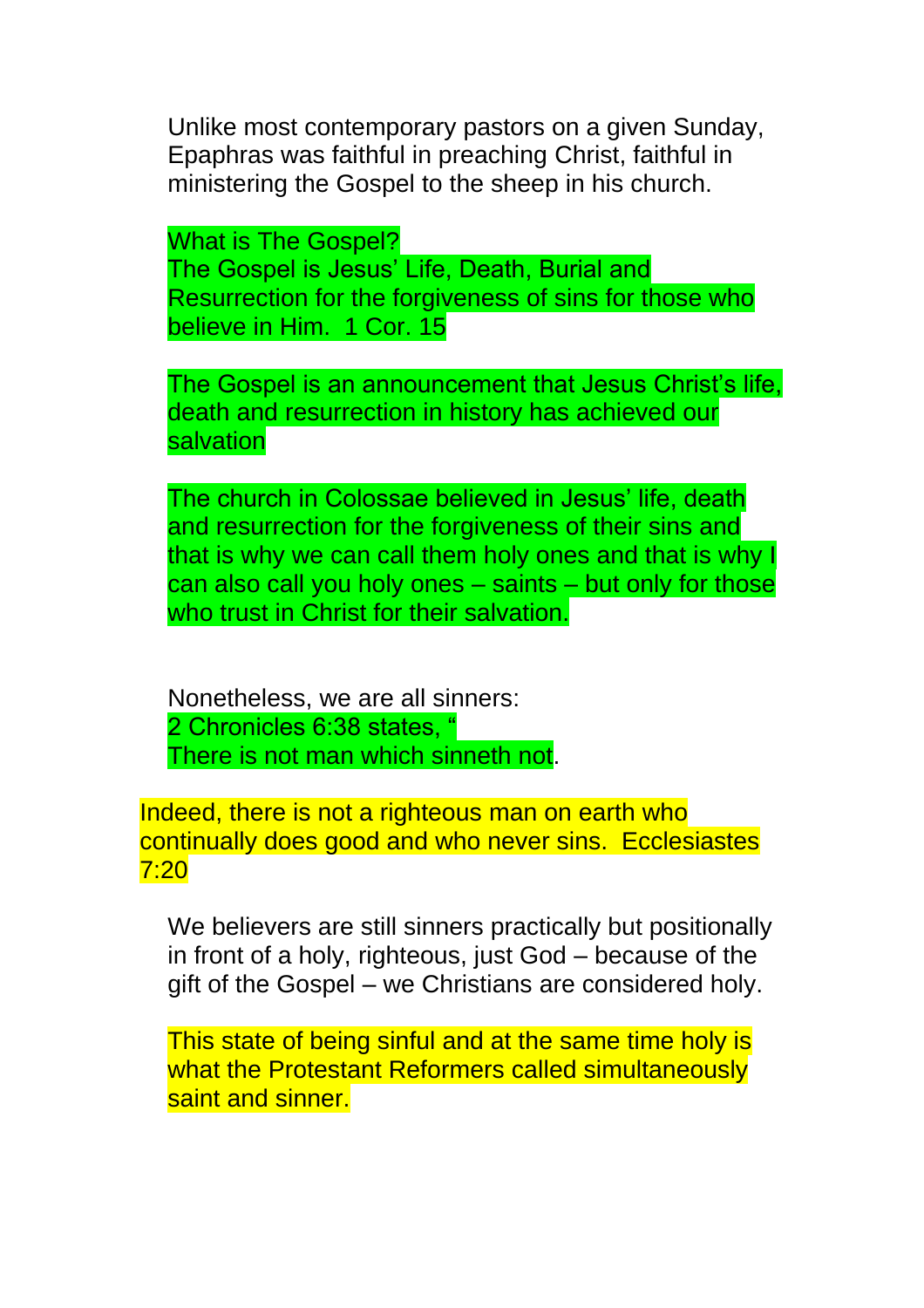Unlike most contemporary pastors on a given Sunday, Epaphras was faithful in preaching Christ, faithful in ministering the Gospel to the sheep in his church.

What is The Gospel?
The Gospel is Jesus' Life, Death, Burial and Resurrection for the forgiveness of sins for those who believe in Him. 1 Cor. 15

The Gospel is an announcement that Jesus Christ's life, death and resurrection in history has achieved our salvation

The church in Colossae believed in Jesus' life, death and resurrection for the forgiveness of their sins and that is why we can call them holy ones and that is why I can also call you holy ones – saints – but only for those who trust in Christ for their salvation.

Nonetheless, we are all sinners:
2 Chronicles 6:38 states, "
There is not man which sinneth not.

Indeed, there is not a righteous man on earth who continually does good and who never sins. Ecclesiastes 7:20

We believers are still sinners practically but positionally in front of a holy, righteous, just God – because of the gift of the Gospel – we Christians are considered holy.

This state of being sinful and at the same time holy is what the Protestant Reformers called simultaneously saint and sinner.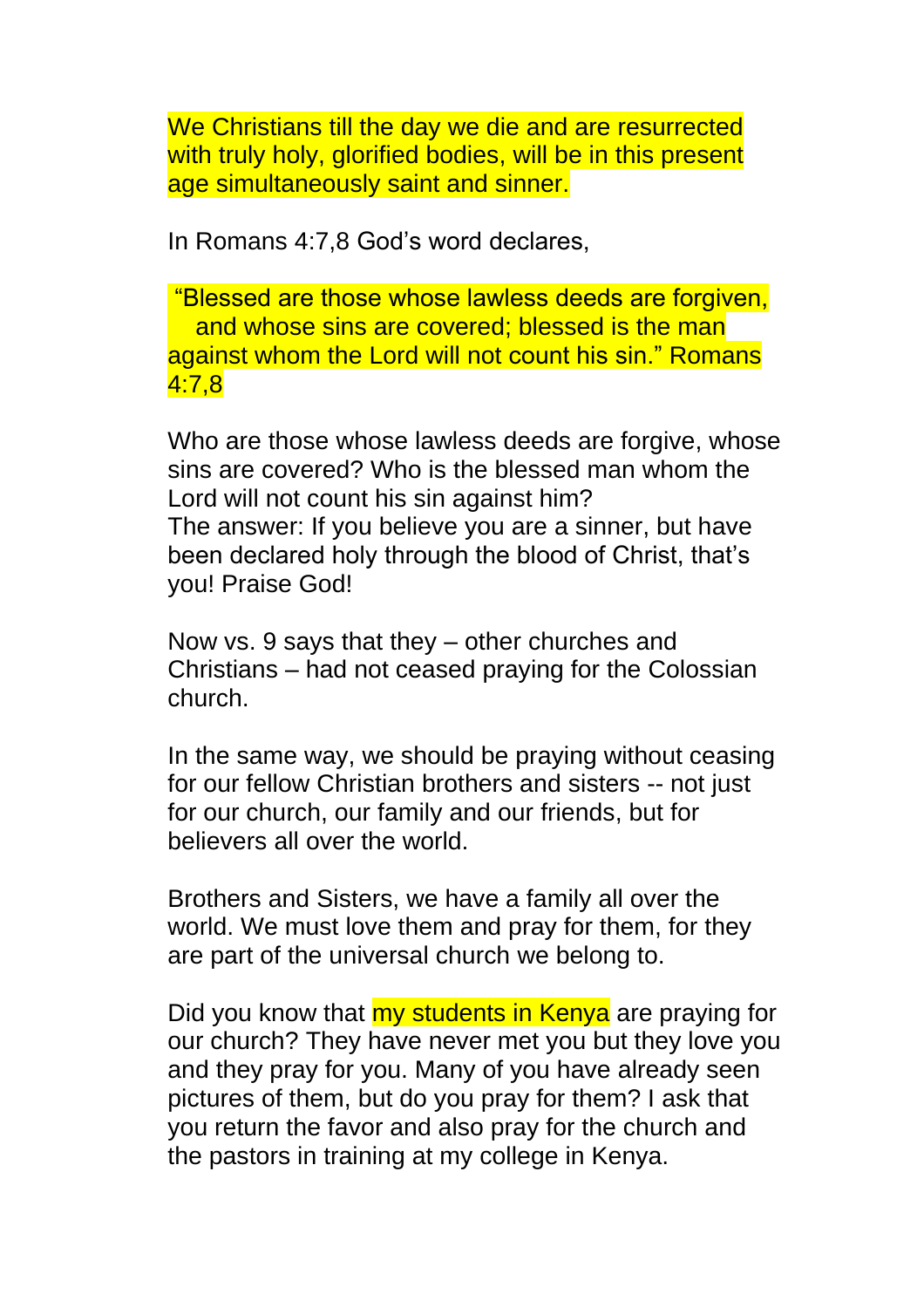We Christians till the day we die and are resurrected with truly holy, glorified bodies, will be in this present age simultaneously saint and sinner.

In Romans 4:7,8 God's word declares,

"Blessed are those whose lawless deeds are forgiven, and whose sins are covered; blessed is the man against whom the Lord will not count his sin." Romans 4:7,8

Who are those whose lawless deeds are forgive, whose sins are covered? Who is the blessed man whom the Lord will not count his sin against him?
The answer: If you believe you are a sinner, but have been declared holy through the blood of Christ, that's you! Praise God!

Now vs. 9 says that they – other churches and Christians – had not ceased praying for the Colossian church.

In the same way, we should be praying without ceasing for our fellow Christian brothers and sisters -- not just for our church, our family and our friends, but for believers all over the world.

Brothers and Sisters, we have a family all over the world. We must love them and pray for them, for they are part of the universal church we belong to.

Did you know that my students in Kenya are praying for our church? They have never met you but they love you and they pray for you. Many of you have already seen pictures of them, but do you pray for them? I ask that you return the favor and also pray for the church and the pastors in training at my college in Kenya.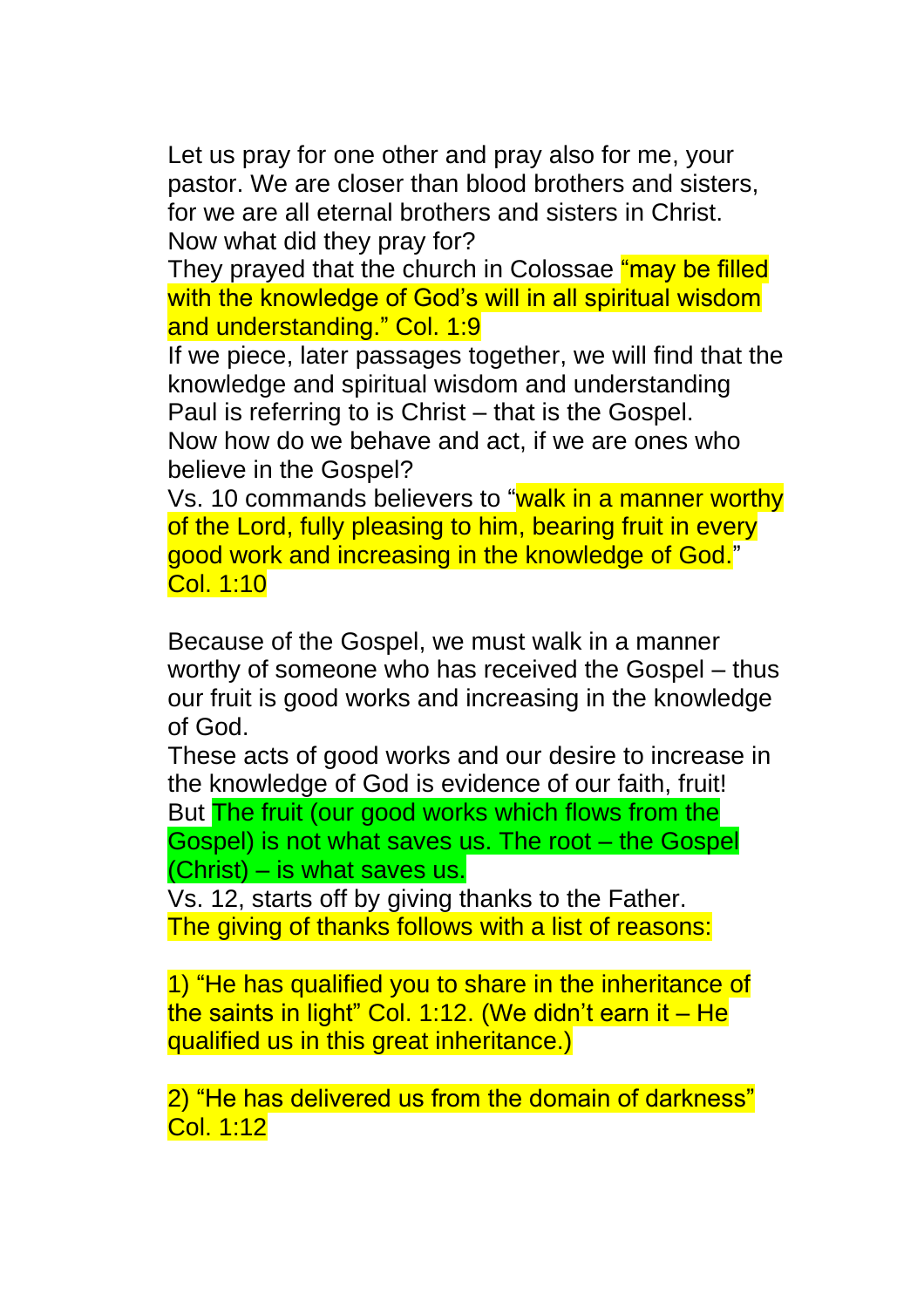Let us pray for one other and pray also for me, your pastor. We are closer than blood brothers and sisters, for we are all eternal brothers and sisters in Christ.

Now what did they pray for?

They prayed that the church in Colossae "may be filled with the knowledge of God's will in all spiritual wisdom and understanding." Col. 1:9

If we piece, later passages together, we will find that the knowledge and spiritual wisdom and understanding Paul is referring to is Christ – that is the Gospel.

Now how do we behave and act, if we are ones who believe in the Gospel?

Vs. 10 commands believers to "walk in a manner worthy of the Lord, fully pleasing to him, bearing fruit in every good work and increasing in the knowledge of God." Col. 1:10

Because of the Gospel, we must walk in a manner worthy of someone who has received the Gospel – thus our fruit is good works and increasing in the knowledge of God.

These acts of good works and our desire to increase in the knowledge of God is evidence of our faith, fruit!

But The fruit (our good works which flows from the Gospel) is not what saves us. The root – the Gospel (Christ) – is what saves us.

Vs. 12, starts off by giving thanks to the Father.

The giving of thanks follows with a list of reasons:

1) "He has qualified you to share in the inheritance of the saints in light" Col. 1:12. (We didn't earn it – He qualified us in this great inheritance.)

2) "He has delivered us from the domain of darkness" Col. 1:12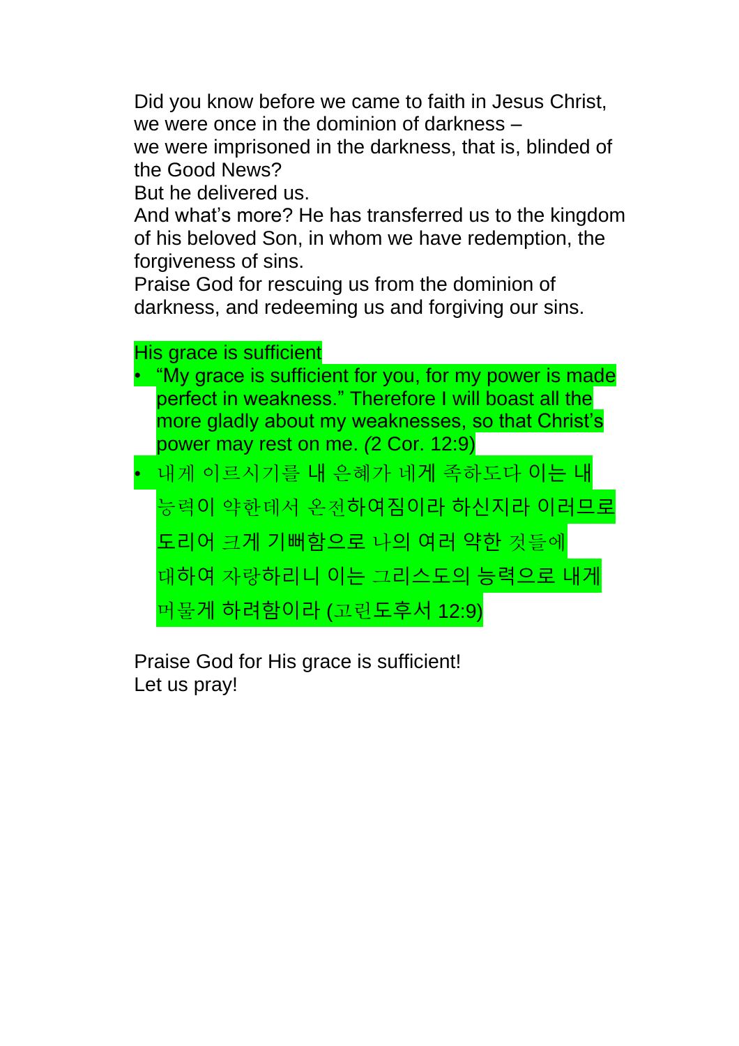Did you know before we came to faith in Jesus Christ, we were once in the dominion of darkness –
we were imprisoned in the darkness, that is, blinded of the Good News?
But he delivered us.
And what's more? He has transferred us to the kingdom of his beloved Son, in whom we have redemption, the forgiveness of sins.
Praise God for rescuing us from the dominion of darkness, and redeeming us and forgiving our sins.

His grace is sufficient

- "My grace is sufficient for you, for my power is made perfect in weakness." Therefore I will boast all the more gladly about my weaknesses, so that Christ's power may rest on me. *(*2 Cor. 12:9)
- 내게 이르시기를 내 은혜가 네게 족하도다 이는 내 능력이 약한데서 온전하여짐이라 하신지라 이러므로 도리어 크게 기뻐함으로 나의 여러 약한 것들에 대하여 자랑하리니 이는 그리스도의 능력으로 내게 머물게 하려함이라 (고린도후서 12:9)

Praise God for His grace is sufficient!
Let us pray!